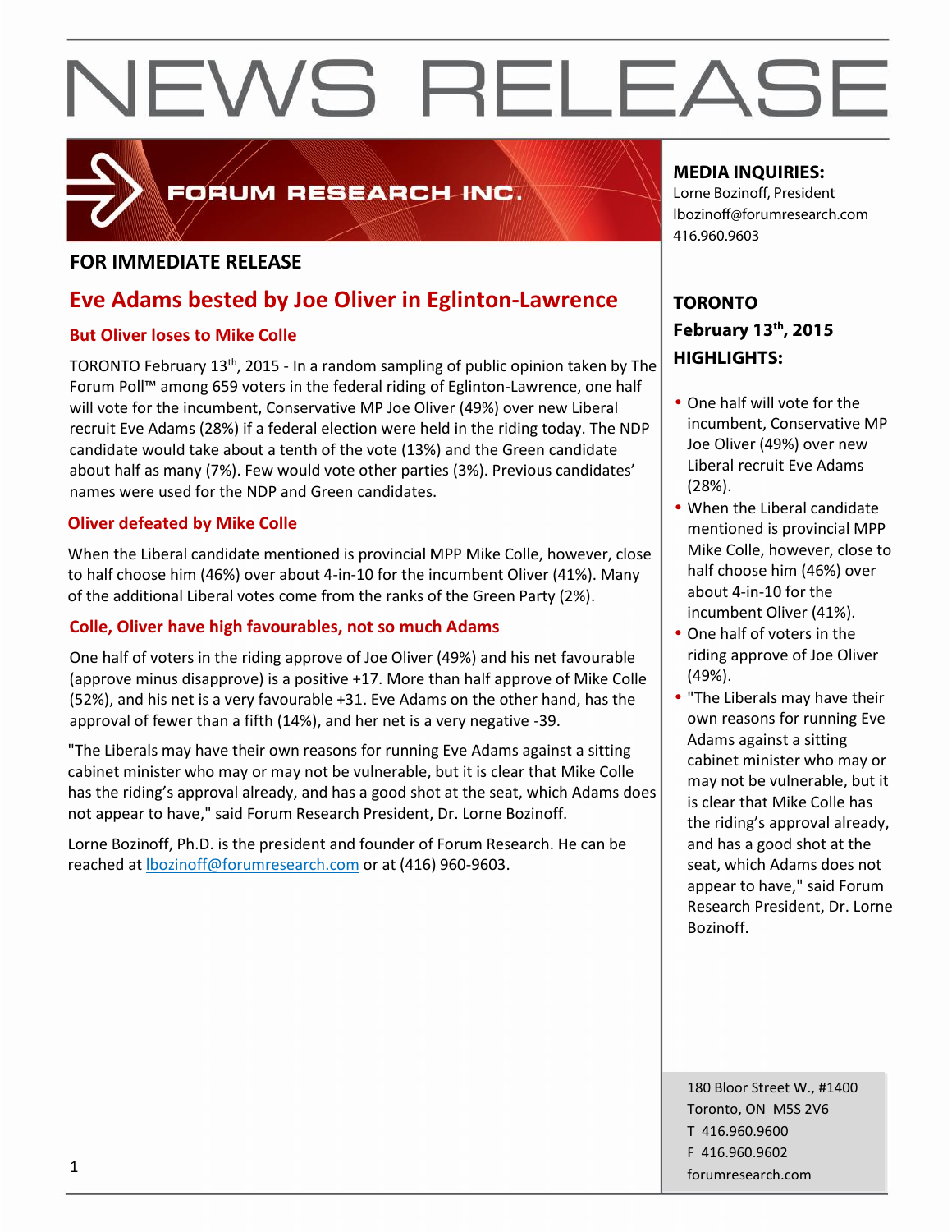# NEWS RELEASE

FORUM RESEARCH INC.

**FOR IMMEDIATE RELEASE**

## Eve Adams bested by Joe Oliver in Eglinton-Lawrence

### But Oliver loses to Mike Colle

TORONTO February 13th, 2015 - In a random sampling of public opinion taken by The Forum Poll™ among 659 voters in the federal riding of Eglinton-Lawrence, one half will vote for the incumbent, Conservative MP Joe Oliver (49%) over new Liberal recruit Eve Adams (28%) if a federal election were held in the riding today. The NDP candidate would take about a tenth of the vote (13%) and the Green candidate about half as many (7%). Few would vote other parties (3%). Previous candidates' names were used for the NDP and Green candidates.

### Oliver defeated by Mike Colle

When the Liberal candidate mentioned is provincial MPP Mike Colle, however, close to half choose him (46%) over about 4-in-10 for the incumbent Oliver (41%). Many of the additional Liberal votes come from the ranks of the Green Party (2%).

### Colle, Oliver have high favourables, not so much Adams

One half of voters in the riding approve of Joe Oliver (49%) and his net favourable (approve minus disapprove) is a positive +17. More than half approve of Mike Colle (52%), and his net is a very favourable +31. Eve Adams on the other hand, has the approval of fewer than a fifth (14%), and her net is a very negative -39.

"The Liberals may have their own reasons for running Eve Adams against a sitting cabinet minister who may or may not be vulnerable, but it is clear that Mike Colle has the riding's approval already, and has a good shot at the seat, which Adams does not appear to have," said Forum Research President, Dr. Lorne Bozinoff.

Lorne Bozinoff, Ph.D. is the president and founder of Forum Research. He can be reached at lbozinoff@forumresearch.com or at (416) 960-9603.

**MEDIA INQUIRIES:**
Lorne Bozinoff, President
lbozinoff@forumresearch.com
416.960.9603

**TORONTO**
**February 13th, 2015**
**HIGHLIGHTS:**

- One half will vote for the incumbent, Conservative MP Joe Oliver (49%) over new Liberal recruit Eve Adams (28%).
- When the Liberal candidate mentioned is provincial MPP Mike Colle, however, close to half choose him (46%) over about 4-in-10 for the incumbent Oliver (41%).
- One half of voters in the riding approve of Joe Oliver (49%).
- "The Liberals may have their own reasons for running Eve Adams against a sitting cabinet minister who may or may not be vulnerable, but it is clear that Mike Colle has the riding's approval already, and has a good shot at the seat, which Adams does not appear to have," said Forum Research President, Dr. Lorne Bozinoff.

180 Bloor Street W., #1400
Toronto, ON M5S 2V6
T 416.960.9600
F 416.960.9602
forumresearch.com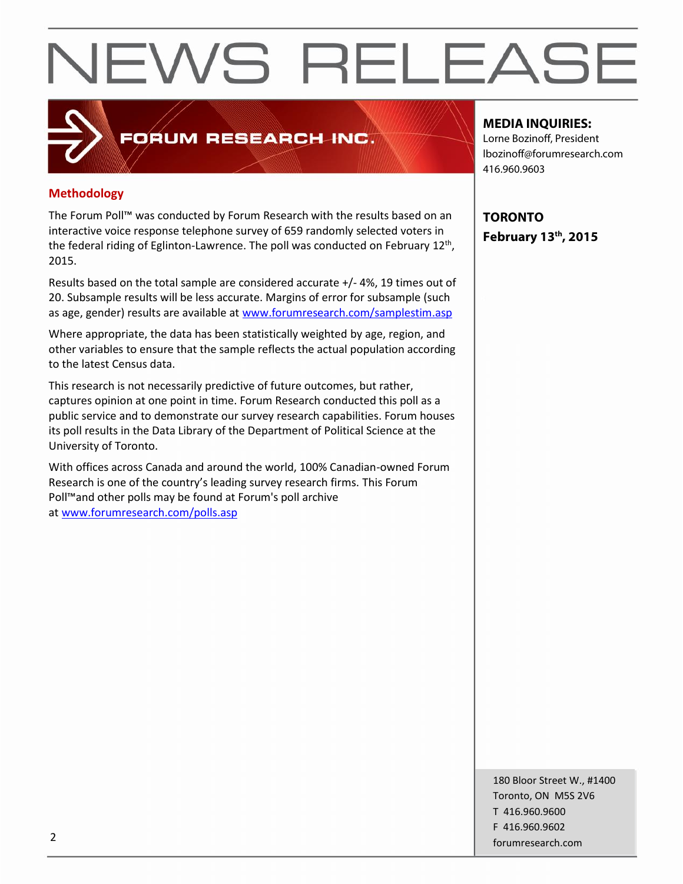# NEWS RELEASE

FORUM RESEARCH INC.

**MEDIA INQUIRIES:**
Lorne Bozinoff, President
lbozinoff@forumresearch.com
416.960.9603

**TORONTO**
**February 13th, 2015**

## Methodology

The Forum Poll™ was conducted by Forum Research with the results based on an interactive voice response telephone survey of 659 randomly selected voters in the federal riding of Eglinton-Lawrence. The poll was conducted on February 12th, 2015.

Results based on the total sample are considered accurate +/- 4%, 19 times out of 20. Subsample results will be less accurate. Margins of error for subsample (such as age, gender) results are available at www.forumresearch.com/samplestim.asp

Where appropriate, the data has been statistically weighted by age, region, and other variables to ensure that the sample reflects the actual population according to the latest Census data.

This research is not necessarily predictive of future outcomes, but rather, captures opinion at one point in time. Forum Research conducted this poll as a public service and to demonstrate our survey research capabilities. Forum houses its poll results in the Data Library of the Department of Political Science at the University of Toronto.

With offices across Canada and around the world, 100% Canadian-owned Forum Research is one of the country's leading survey research firms. This Forum Poll™and other polls may be found at Forum's poll archive at www.forumresearch.com/polls.asp

180 Bloor Street W., #1400
Toronto, ON M5S 2V6
T 416.960.9600
F 416.960.9602
forumresearch.com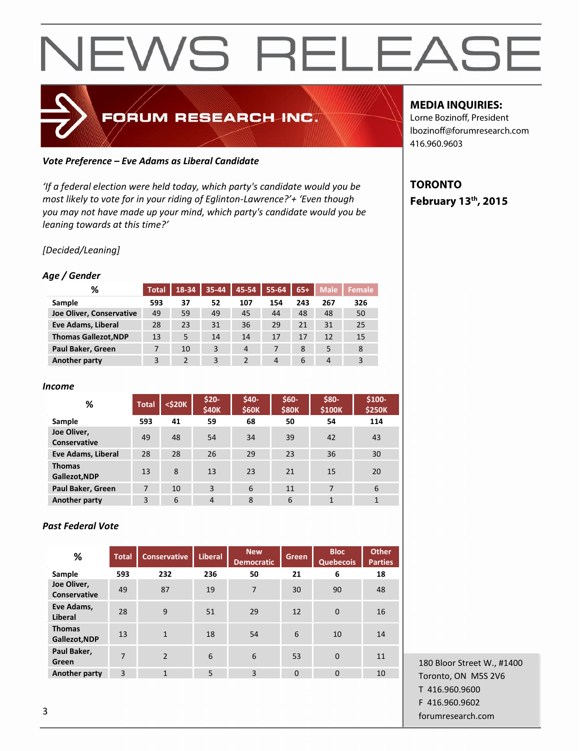# NEWS RELEASE

FORUM RESEARCH INC.

**MEDIA INQUIRIES:**
Lorne Bozinoff, President
lbozinoff@forumresearch.com
416.960.9603

**TORONTO**
**February 13th, 2015**

***Vote Preference – Eve Adams as Liberal Candidate***

*'If a federal election were held today, which party's candidate would you be most likely to vote for in your riding of Eglinton-Lawrence?'+ 'Even though you may not have made up your mind, which party's candidate would you be leaning towards at this time?'*

*[Decided/Leaning]*

***Age / Gender***

| % | Total | 18-34 | 35-44 | 45-54 | 55-64 | 65+ | Male | Female |
|---|---|---|---|---|---|---|---|---|
| **Sample** | **593** | **37** | **52** | **107** | **154** | **243** | **267** | **326** |
| **Joe Oliver, Conservative** | 49 | 59 | 49 | 45 | 44 | 48 | 48 | 50 |
| **Eve Adams, Liberal** | 28 | 23 | 31 | 36 | 29 | 21 | 31 | 25 |
| **Thomas Gallezot,NDP** | 13 | 5 | 14 | 14 | 17 | 17 | 12 | 15 |
| **Paul Baker, Green** | 7 | 10 | 3 | 4 | 7 | 8 | 5 | 8 |
| **Another party** | 3 | 2 | 3 | 2 | 4 | 6 | 4 | 3 |

***Income***

| % | Total | <$20K | $20-$40K | $40-$60K | $60-$80K | $80-$100K | $100-$250K |
|---|---|---|---|---|---|---|---|
| **Sample** | **593** | **41** | **59** | **68** | **50** | **54** | **114** |
| **Joe Oliver, Conservative** | 49 | 48 | 54 | 34 | 39 | 42 | 43 |
| **Eve Adams, Liberal** | 28 | 28 | 26 | 29 | 23 | 36 | 30 |
| **Thomas Gallezot,NDP** | 13 | 8 | 13 | 23 | 21 | 15 | 20 |
| **Paul Baker, Green** | 7 | 10 | 3 | 6 | 11 | 7 | 6 |
| **Another party** | 3 | 6 | 4 | 8 | 6 | 1 | 1 |

***Past Federal Vote***

| % | Total | Conservative | Liberal | New Democratic | Green | Bloc Quebecois | Other Parties |
|---|---|---|---|---|---|---|---|
| **Sample** | **593** | **232** | **236** | **50** | **21** | **6** | **18** |
| **Joe Oliver, Conservative** | 49 | 87 | 19 | 7 | 30 | 90 | 48 |
| **Eve Adams, Liberal** | 28 | 9 | 51 | 29 | 12 | 0 | 16 |
| **Thomas Gallezot,NDP** | 13 | 1 | 18 | 54 | 6 | 10 | 14 |
| **Paul Baker, Green** | 7 | 2 | 6 | 6 | 53 | 0 | 11 |
| **Another party** | 3 | 1 | 5 | 3 | 0 | 0 | 10 |

180 Bloor Street W., #1400
Toronto, ON M5S 2V6
T 416.960.9600
F 416.960.9602
forumresearch.com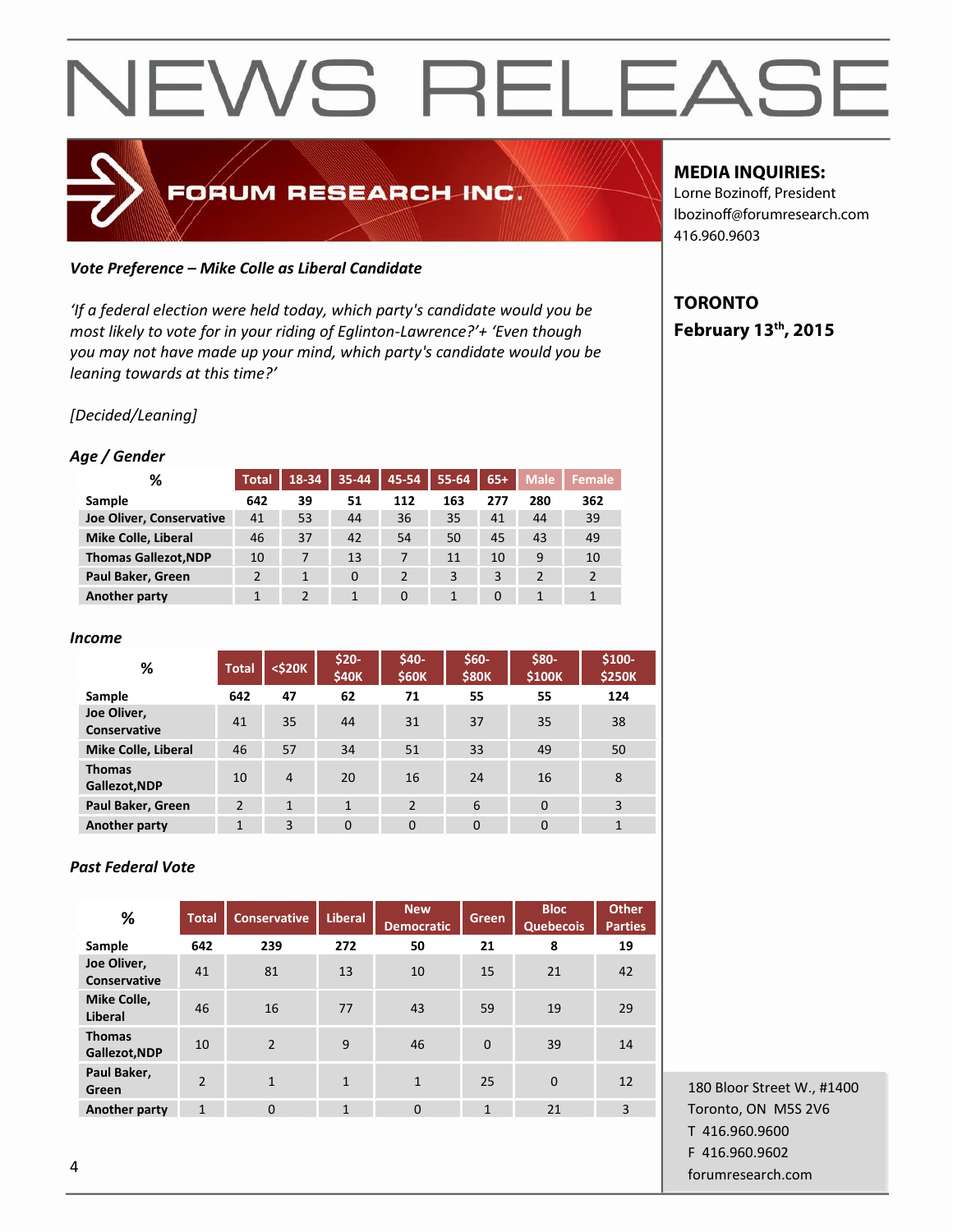# NEWS RELEASE

FORUM RESEARCH INC.

**MEDIA INQUIRIES:**
Lorne Bozinoff, President
lbozinoff@forumresearch.com
416.960.9603

**TORONTO**
**February 13th, 2015**

***Vote Preference – Mike Colle as Liberal Candidate***

*'If a federal election were held today, which party's candidate would you be most likely to vote for in your riding of Eglinton-Lawrence?'+ 'Even though you may not have made up your mind, which party's candidate would you be leaning towards at this time?'*

*[Decided/Leaning]*

***Age / Gender***

| % | Total | 18-34 | 35-44 | 45-54 | 55-64 | 65+ | Male | Female |
|---|---|---|---|---|---|---|---|---|
| **Sample** | **642** | **39** | **51** | **112** | **163** | **277** | **280** | **362** |
| **Joe Oliver, Conservative** | 41 | 53 | 44 | 36 | 35 | 41 | 44 | 39 |
| **Mike Colle, Liberal** | 46 | 37 | 42 | 54 | 50 | 45 | 43 | 49 |
| **Thomas Gallezot,NDP** | 10 | 7 | 13 | 7 | 11 | 10 | 9 | 10 |
| **Paul Baker, Green** | 2 | 1 | 0 | 2 | 3 | 3 | 2 | 2 |
| **Another party** | 1 | 2 | 1 | 0 | 1 | 0 | 1 | 1 |

***Income***

| % | Total | <$20K | $20-$40K | $40-$60K | $60-$80K | $80-$100K | $100-$250K |
|---|---|---|---|---|---|---|---|
| **Sample** | **642** | **47** | **62** | **71** | **55** | **55** | **124** |
| **Joe Oliver, Conservative** | 41 | 35 | 44 | 31 | 37 | 35 | 38 |
| **Mike Colle, Liberal** | 46 | 57 | 34 | 51 | 33 | 49 | 50 |
| **Thomas Gallezot,NDP** | 10 | 4 | 20 | 16 | 24 | 16 | 8 |
| **Paul Baker, Green** | 2 | 1 | 1 | 2 | 6 | 0 | 3 |
| **Another party** | 1 | 3 | 0 | 0 | 0 | 0 | 1 |

***Past Federal Vote***

| % | Total | Conservative | Liberal | New Democratic | Green | Bloc Quebecois | Other Parties |
|---|---|---|---|---|---|---|---|
| **Sample** | **642** | **239** | **272** | **50** | **21** | **8** | **19** |
| **Joe Oliver, Conservative** | 41 | 81 | 13 | 10 | 15 | 21 | 42 |
| **Mike Colle, Liberal** | 46 | 16 | 77 | 43 | 59 | 19 | 29 |
| **Thomas Gallezot,NDP** | 10 | 2 | 9 | 46 | 0 | 39 | 14 |
| **Paul Baker, Green** | 2 | 1 | 1 | 1 | 25 | 0 | 12 |
| **Another party** | 1 | 0 | 1 | 0 | 1 | 21 | 3 |

180 Bloor Street W., #1400
Toronto, ON M5S 2V6
T 416.960.9600
F 416.960.9602
forumresearch.com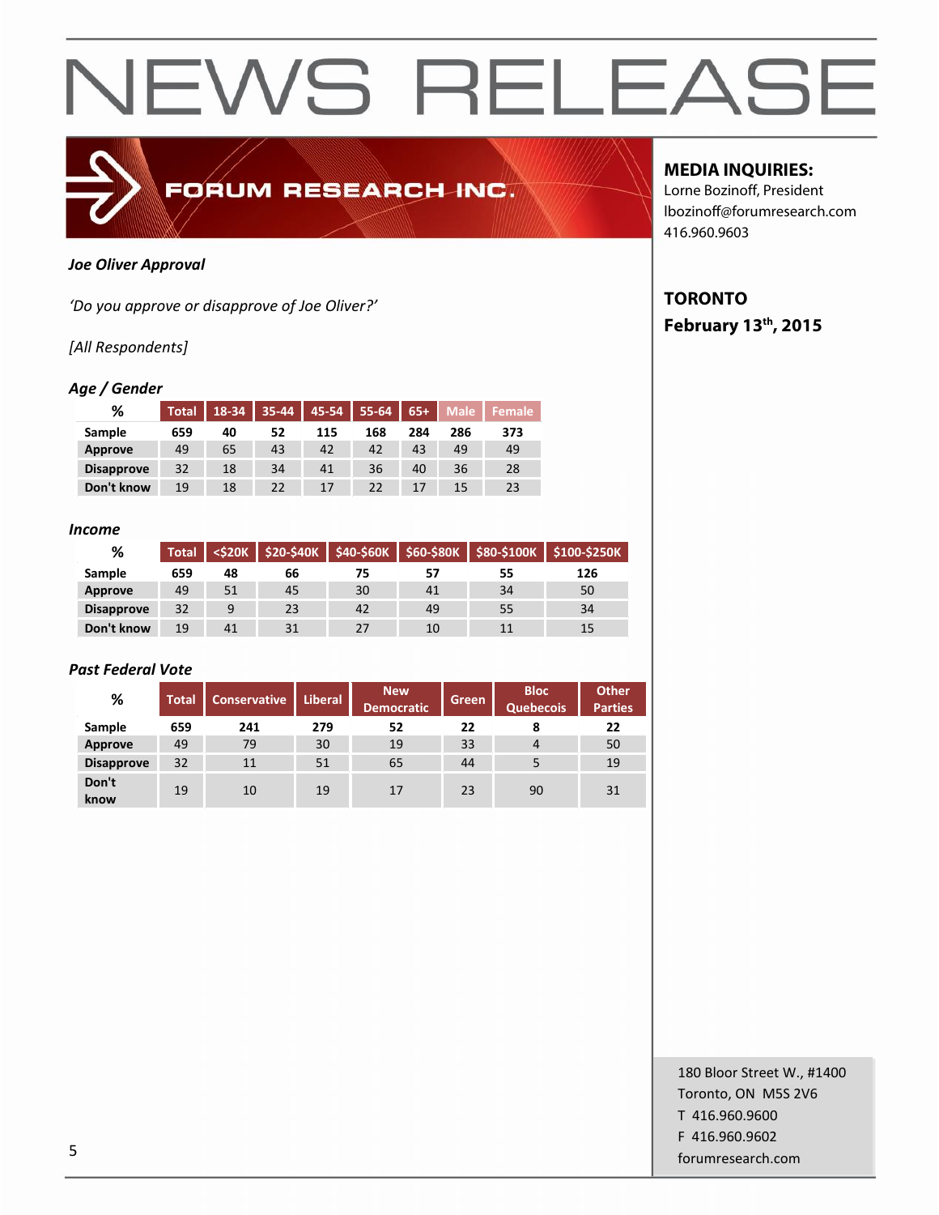# NEWS RELEASE

**FORUM RESEARCH INC.**

**MEDIA INQUIRIES:**
Lorne Bozinoff, President
lbozinoff@forumresearch.com
416.960.9603

**TORONTO**
**February 13th, 2015**

***Joe Oliver Approval***

*'Do you approve or disapprove of Joe Oliver?'*

*[All Respondents]*

***Age / Gender***

| % | Total | 18-34 | 35-44 | 45-54 | 55-64 | 65+ | Male | Female |
|---|---|---|---|---|---|---|---|---|
| **Sample** | 659 | 40 | 52 | 115 | 168 | 284 | 286 | 373 |
| **Approve** | 49 | 65 | 43 | 42 | 42 | 43 | 49 | 49 |
| **Disapprove** | 32 | 18 | 34 | 41 | 36 | 40 | 36 | 28 |
| **Don't know** | 19 | 18 | 22 | 17 | 22 | 17 | 15 | 23 |

***Income***

| % | Total | <$20K | $20-$40K | $40-$60K | $60-$80K | $80-$100K | $100-$250K |
|---|---|---|---|---|---|---|---|
| **Sample** | 659 | 48 | 66 | 75 | 57 | 55 | 126 |
| **Approve** | 49 | 51 | 45 | 30 | 41 | 34 | 50 |
| **Disapprove** | 32 | 9 | 23 | 42 | 49 | 55 | 34 |
| **Don't know** | 19 | 41 | 31 | 27 | 10 | 11 | 15 |

***Past Federal Vote***

| % | Total | Conservative | Liberal | New Democratic | Green | Bloc Quebecois | Other Parties |
|---|---|---|---|---|---|---|---|
| **Sample** | 659 | 241 | 279 | 52 | 22 | 8 | 22 |
| **Approve** | 49 | 79 | 30 | 19 | 33 | 4 | 50 |
| **Disapprove** | 32 | 11 | 51 | 65 | 44 | 5 | 19 |
| **Don't know** | 19 | 10 | 19 | 17 | 23 | 90 | 31 |

180 Bloor Street W., #1400
Toronto, ON M5S 2V6
T 416.960.9600
F 416.960.9602
forumresearch.com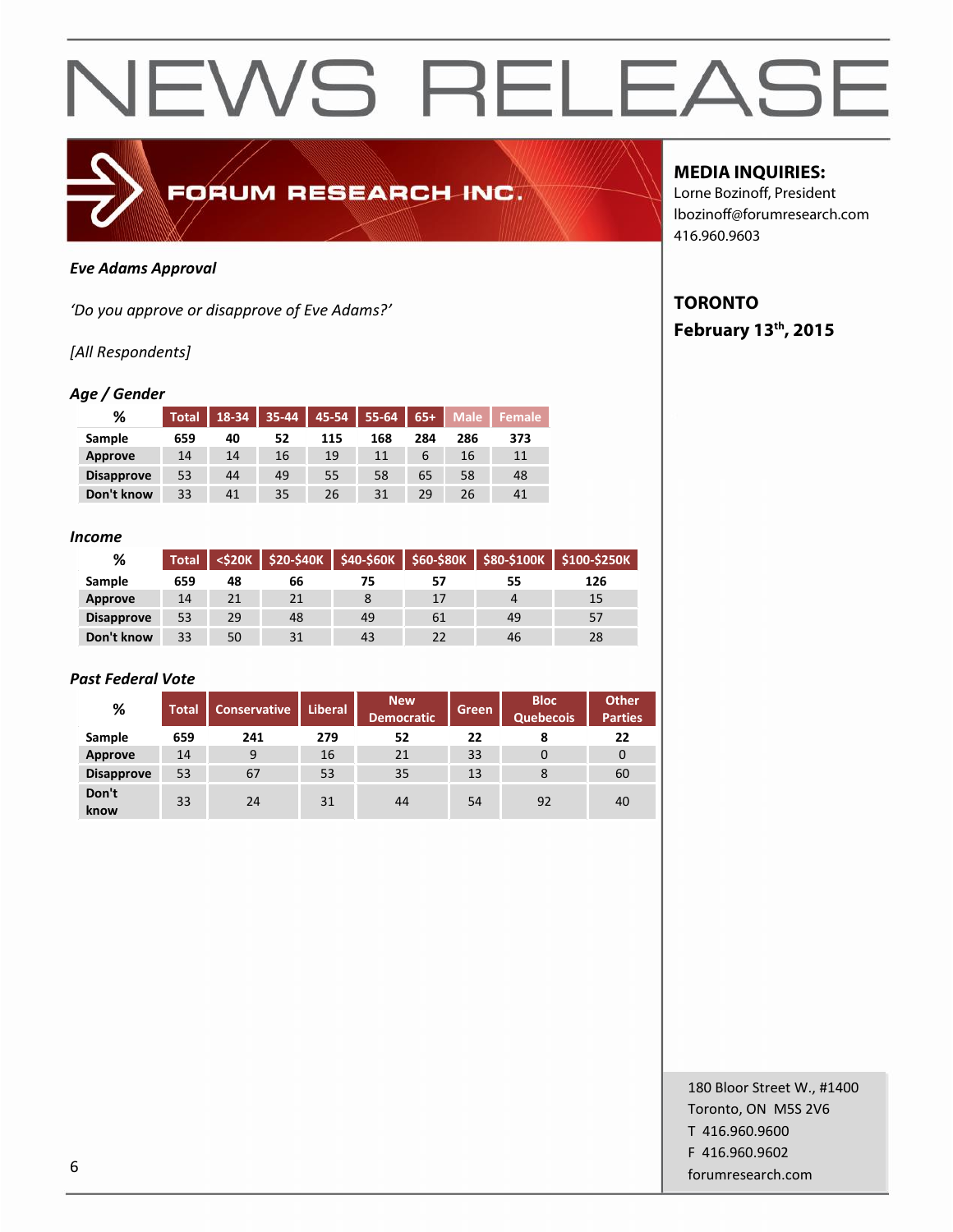# NEWS RELEASE

FORUM RESEARCH INC.

**MEDIA INQUIRIES:**
Lorne Bozinoff, President
lbozinoff@forumresearch.com
416.960.9603

**TORONTO**
**February 13th, 2015**

***Eve Adams Approval***

*'Do you approve or disapprove of Eve Adams?'*

*[All Respondents]*

***Age / Gender***

| % | Total | 18-34 | 35-44 | 45-54 | 55-64 | 65+ | Male | Female |
|---|---|---|---|---|---|---|---|---|
| **Sample** | **659** | **40** | **52** | **115** | **168** | **284** | **286** | **373** |
| **Approve** | 14 | 14 | 16 | 19 | 11 | 6 | 16 | 11 |
| **Disapprove** | 53 | 44 | 49 | 55 | 58 | 65 | 58 | 48 |
| **Don't know** | 33 | 41 | 35 | 26 | 31 | 29 | 26 | 41 |

***Income***

| % | Total | <$20K | $20-$40K | $40-$60K | $60-$80K | $80-$100K | $100-$250K |
|---|---|---|---|---|---|---|---|
| **Sample** | **659** | **48** | **66** | **75** | **57** | **55** | **126** |
| **Approve** | 14 | 21 | 21 | 8 | 17 | 4 | 15 |
| **Disapprove** | 53 | 29 | 48 | 49 | 61 | 49 | 57 |
| **Don't know** | 33 | 50 | 31 | 43 | 22 | 46 | 28 |

***Past Federal Vote***

| % | Total | Conservative | Liberal | New Democratic | Green | Bloc Quebecois | Other Parties |
|---|---|---|---|---|---|---|---|
| **Sample** | **659** | **241** | **279** | **52** | **22** | **8** | **22** |
| **Approve** | 14 | 9 | 16 | 21 | 33 | 0 | 0 |
| **Disapprove** | 53 | 67 | 53 | 35 | 13 | 8 | 60 |
| **Don't know** | 33 | 24 | 31 | 44 | 54 | 92 | 40 |

180 Bloor Street W., #1400
Toronto, ON M5S 2V6
T 416.960.9600
F 416.960.9602
forumresearch.com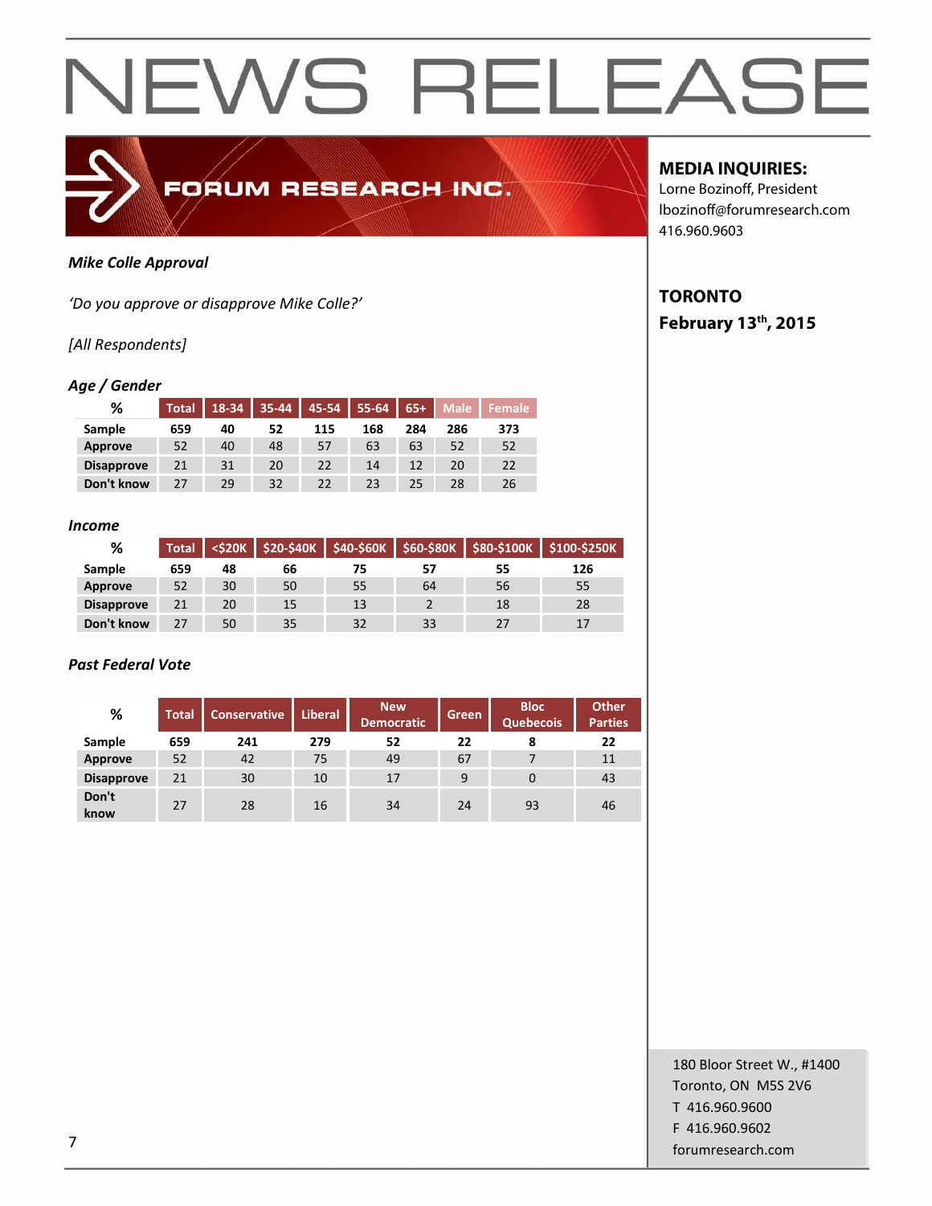# NEWS RELEASE

FORUM RESEARCH INC.

**MEDIA INQUIRIES:**
Lorne Bozinoff, President
lbozinoff@forumresearch.com
416.960.9603

**TORONTO**
**February 13th, 2015**

***Mike Colle Approval***

*'Do you approve or disapprove Mike Colle?'*

*[All Respondents]*

***Age / Gender***

| % | Total | 18-34 | 35-44 | 45-54 | 55-64 | 65+ | Male | Female |
|---|---|---|---|---|---|---|---|---|
| **Sample** | 659 | 40 | 52 | 115 | 168 | 284 | 286 | 373 |
| **Approve** | 52 | 40 | 48 | 57 | 63 | 63 | 52 | 52 |
| **Disapprove** | 21 | 31 | 20 | 22 | 14 | 12 | 20 | 22 |
| **Don't know** | 27 | 29 | 32 | 22 | 23 | 25 | 28 | 26 |

***Income***

| % | Total | <$20K | $20-$40K | $40-$60K | $60-$80K | $80-$100K | $100-$250K |
|---|---|---|---|---|---|---|---|
| **Sample** | 659 | 48 | 66 | 75 | 57 | 55 | 126 |
| **Approve** | 52 | 30 | 50 | 55 | 64 | 56 | 55 |
| **Disapprove** | 21 | 20 | 15 | 13 | 2 | 18 | 28 |
| **Don't know** | 27 | 50 | 35 | 32 | 33 | 27 | 17 |

***Past Federal Vote***

| % | Total | Conservative | Liberal | New Democratic | Green | Bloc Quebecois | Other Parties |
|---|---|---|---|---|---|---|---|
| **Sample** | 659 | 241 | 279 | 52 | 22 | 8 | 22 |
| **Approve** | 52 | 42 | 75 | 49 | 67 | 7 | 11 |
| **Disapprove** | 21 | 30 | 10 | 17 | 9 | 0 | 43 |
| **Don't know** | 27 | 28 | 16 | 34 | 24 | 93 | 46 |

180 Bloor Street W., #1400
Toronto, ON M5S 2V6
T 416.960.9600
F 416.960.9602
forumresearch.com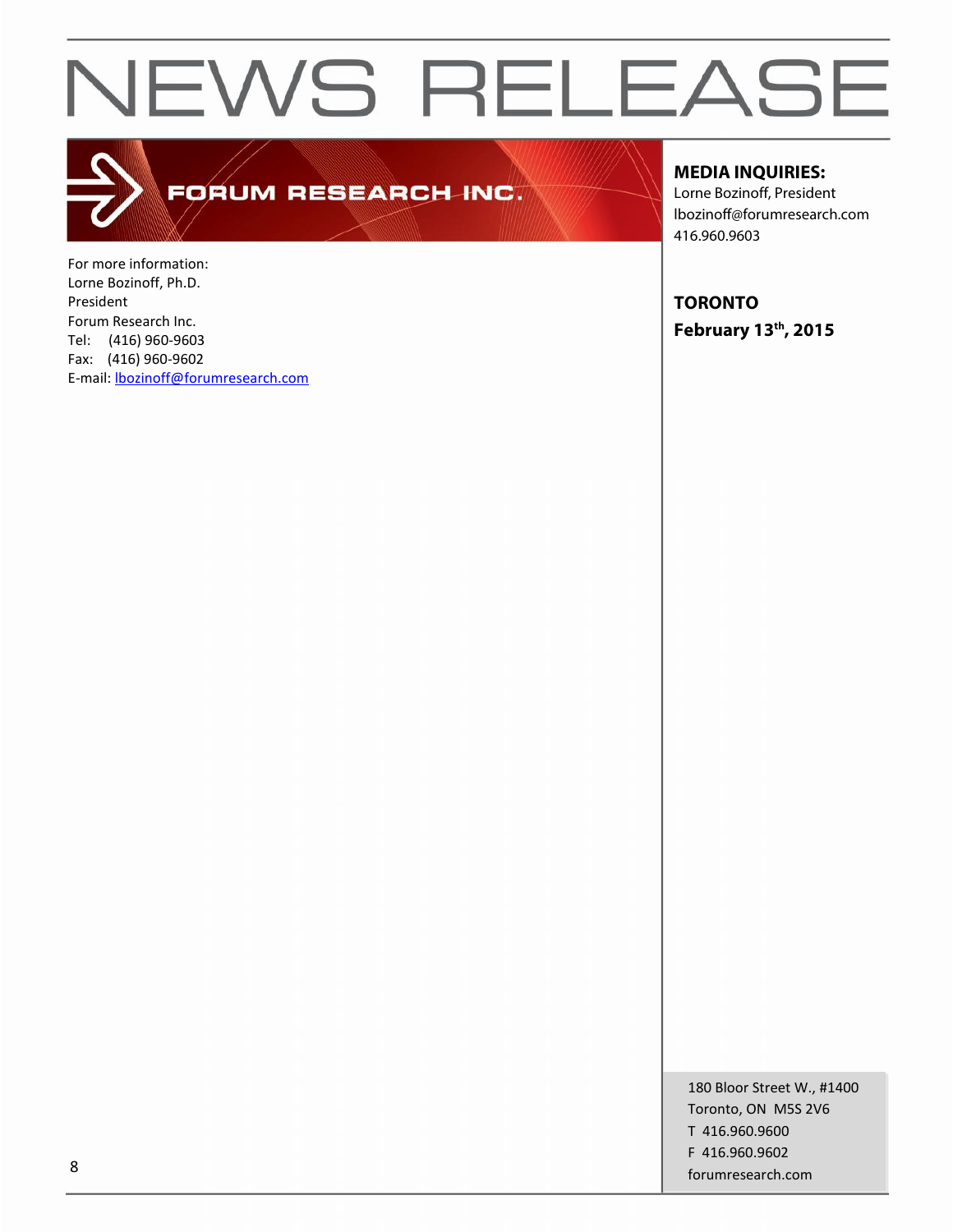# NEWS RELEASE

FORUM RESEARCH INC.

For more information:
Lorne Bozinoff, Ph.D.
President
Forum Research Inc.
Tel: (416) 960-9603
Fax: (416) 960-9602
E-mail: lbozinoff@forumresearch.com

**MEDIA INQUIRIES:**
Lorne Bozinoff, President
lbozinoff@forumresearch.com
416.960.9603

**TORONTO**
**February 13th, 2015**

180 Bloor Street W., #1400
Toronto, ON M5S 2V6
T 416.960.9600
F 416.960.9602
forumresearch.com